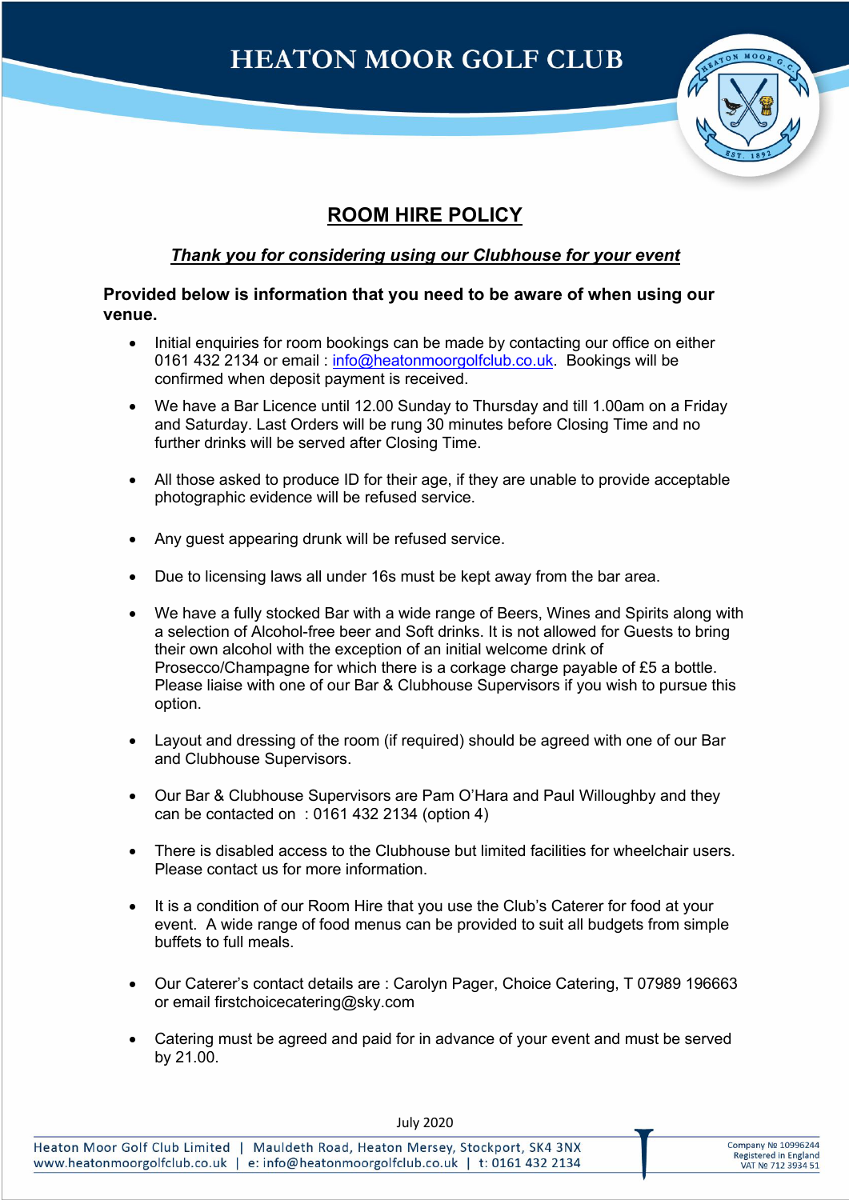# HEATON MOOR GOLF CLUB

## ROOM HIRE POLICY

***Thank you for considering using our Clubhouse for your event***

**Provided below is information that you need to be aware of when using our venue.**

- Initial enquiries for room bookings can be made by contacting our office on either 0161 432 2134 or email : info@heatonmoorgolfclub.co.uk. Bookings will be confirmed when deposit payment is received.
- We have a Bar Licence until 12.00 Sunday to Thursday and till 1.00am on a Friday and Saturday. Last Orders will be rung 30 minutes before Closing Time and no further drinks will be served after Closing Time.
- All those asked to produce ID for their age, if they are unable to provide acceptable photographic evidence will be refused service.
- Any guest appearing drunk will be refused service.
- Due to licensing laws all under 16s must be kept away from the bar area.
- We have a fully stocked Bar with a wide range of Beers, Wines and Spirits along with a selection of Alcohol-free beer and Soft drinks. It is not allowed for Guests to bring their own alcohol with the exception of an initial welcome drink of Prosecco/Champagne for which there is a corkage charge payable of £5 a bottle. Please liaise with one of our Bar & Clubhouse Supervisors if you wish to pursue this option.
- Layout and dressing of the room (if required) should be agreed with one of our Bar and Clubhouse Supervisors.
- Our Bar & Clubhouse Supervisors are Pam O'Hara and Paul Willoughby and they can be contacted on : 0161 432 2134 (option 4)
- There is disabled access to the Clubhouse but limited facilities for wheelchair users. Please contact us for more information.
- It is a condition of our Room Hire that you use the Club's Caterer for food at your event. A wide range of food menus can be provided to suit all budgets from simple buffets to full meals.
- Our Caterer's contact details are : Carolyn Pager, Choice Catering, T 07989 196663 or email firstchoicecatering@sky.com
- Catering must be agreed and paid for in advance of your event and must be served by 21.00.

July 2020

Heaton Moor Golf Club Limited | Mauldeth Road, Heaton Mersey, Stockport, SK4 3NX
www.heatonmoorgolfclub.co.uk | e: info@heatonmoorgolfclub.co.uk | t: 0161 432 2134

Company № 10996244
Registered in England
VAT № 712 3934 51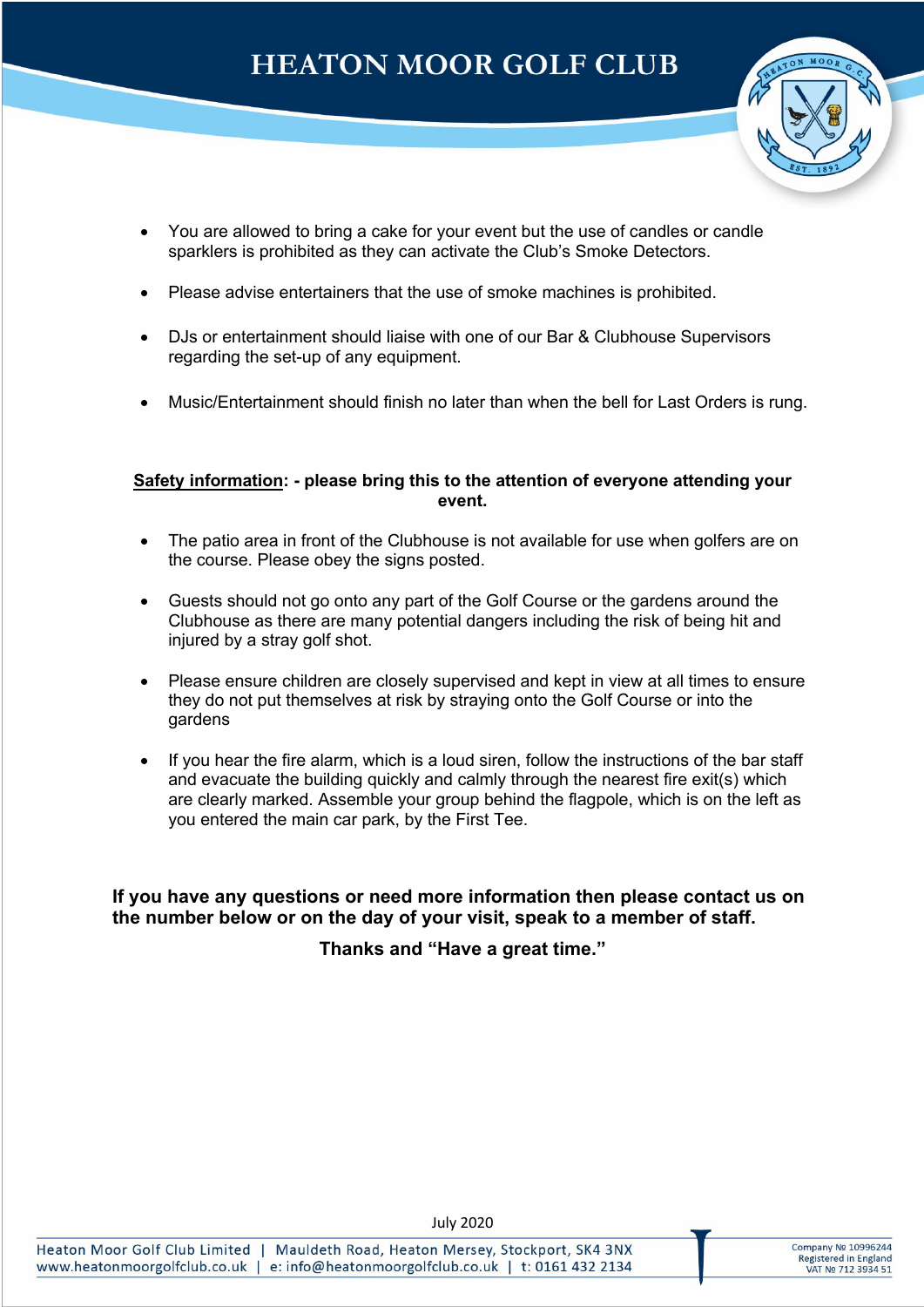- You are allowed to bring a cake for your event but the use of candles or candle sparklers is prohibited as they can activate the Club's Smoke Detectors.
- Please advise entertainers that the use of smoke machines is prohibited.
- DJs or entertainment should liaise with one of our Bar & Clubhouse Supervisors regarding the set-up of any equipment.
- Music/Entertainment should finish no later than when the bell for Last Orders is rung.

**Safety information: - please bring this to the attention of everyone attending your event.**

- The patio area in front of the Clubhouse is not available for use when golfers are on the course. Please obey the signs posted.
- Guests should not go onto any part of the Golf Course or the gardens around the Clubhouse as there are many potential dangers including the risk of being hit and injured by a stray golf shot.
- Please ensure children are closely supervised and kept in view at all times to ensure they do not put themselves at risk by straying onto the Golf Course or into the gardens
- If you hear the fire alarm, which is a loud siren, follow the instructions of the bar staff and evacuate the building quickly and calmly through the nearest fire exit(s) which are clearly marked. Assemble your group behind the flagpole, which is on the left as you entered the main car park, by the First Tee.

**If you have any questions or need more information then please contact us on the number below or on the day of your visit, speak to a member of staff.**

**Thanks and "Have a great time."**

July 2020

Heaton Moor Golf Club Limited | Mauldeth Road, Heaton Mersey, Stockport, SK4 3NX
www.heatonmoorgolfclub.co.uk | e: info@heatonmoorgolfclub.co.uk | t: 0161 432 2134

Company № 10996244
Registered in England
VAT № 712 3934 51